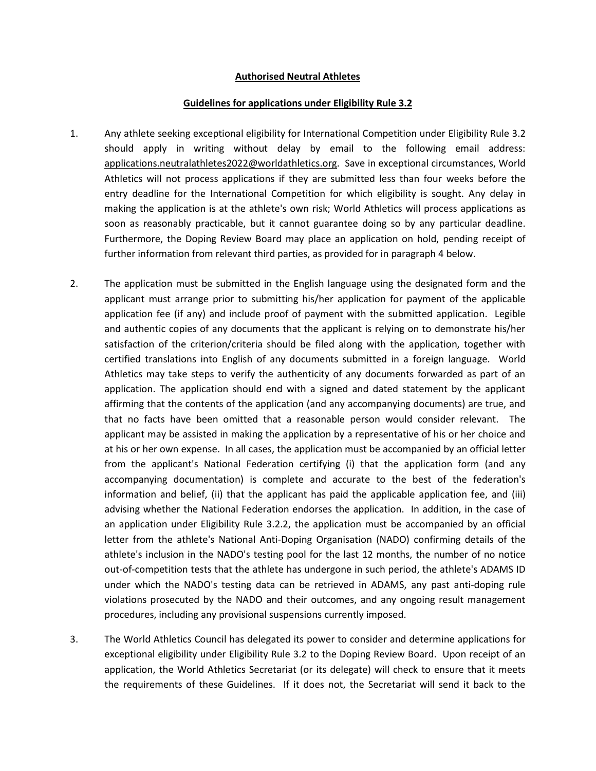**Authorised Neutral Athletes**

**Guidelines for applications under Eligibility Rule 3.2**

1. Any athlete seeking exceptional eligibility for International Competition under Eligibility Rule 3.2 should apply in writing without delay by email to the following email address: applications.neutralathletes2022@worldathletics.org. Save in exceptional circumstances, World Athletics will not process applications if they are submitted less than four weeks before the entry deadline for the International Competition for which eligibility is sought. Any delay in making the application is at the athlete's own risk; World Athletics will process applications as soon as reasonably practicable, but it cannot guarantee doing so by any particular deadline. Furthermore, the Doping Review Board may place an application on hold, pending receipt of further information from relevant third parties, as provided for in paragraph 4 below.

2. The application must be submitted in the English language using the designated form and the applicant must arrange prior to submitting his/her application for payment of the applicable application fee (if any) and include proof of payment with the submitted application. Legible and authentic copies of any documents that the applicant is relying on to demonstrate his/her satisfaction of the criterion/criteria should be filed along with the application, together with certified translations into English of any documents submitted in a foreign language. World Athletics may take steps to verify the authenticity of any documents forwarded as part of an application. The application should end with a signed and dated statement by the applicant affirming that the contents of the application (and any accompanying documents) are true, and that no facts have been omitted that a reasonable person would consider relevant. The applicant may be assisted in making the application by a representative of his or her choice and at his or her own expense. In all cases, the application must be accompanied by an official letter from the applicant's National Federation certifying (i) that the application form (and any accompanying documentation) is complete and accurate to the best of the federation's information and belief, (ii) that the applicant has paid the applicable application fee, and (iii) advising whether the National Federation endorses the application. In addition, in the case of an application under Eligibility Rule 3.2.2, the application must be accompanied by an official letter from the athlete's National Anti-Doping Organisation (NADO) confirming details of the athlete's inclusion in the NADO's testing pool for the last 12 months, the number of no notice out-of-competition tests that the athlete has undergone in such period, the athlete's ADAMS ID under which the NADO's testing data can be retrieved in ADAMS, any past anti-doping rule violations prosecuted by the NADO and their outcomes, and any ongoing result management procedures, including any provisional suspensions currently imposed.

3. The World Athletics Council has delegated its power to consider and determine applications for exceptional eligibility under Eligibility Rule 3.2 to the Doping Review Board. Upon receipt of an application, the World Athletics Secretariat (or its delegate) will check to ensure that it meets the requirements of these Guidelines. If it does not, the Secretariat will send it back to the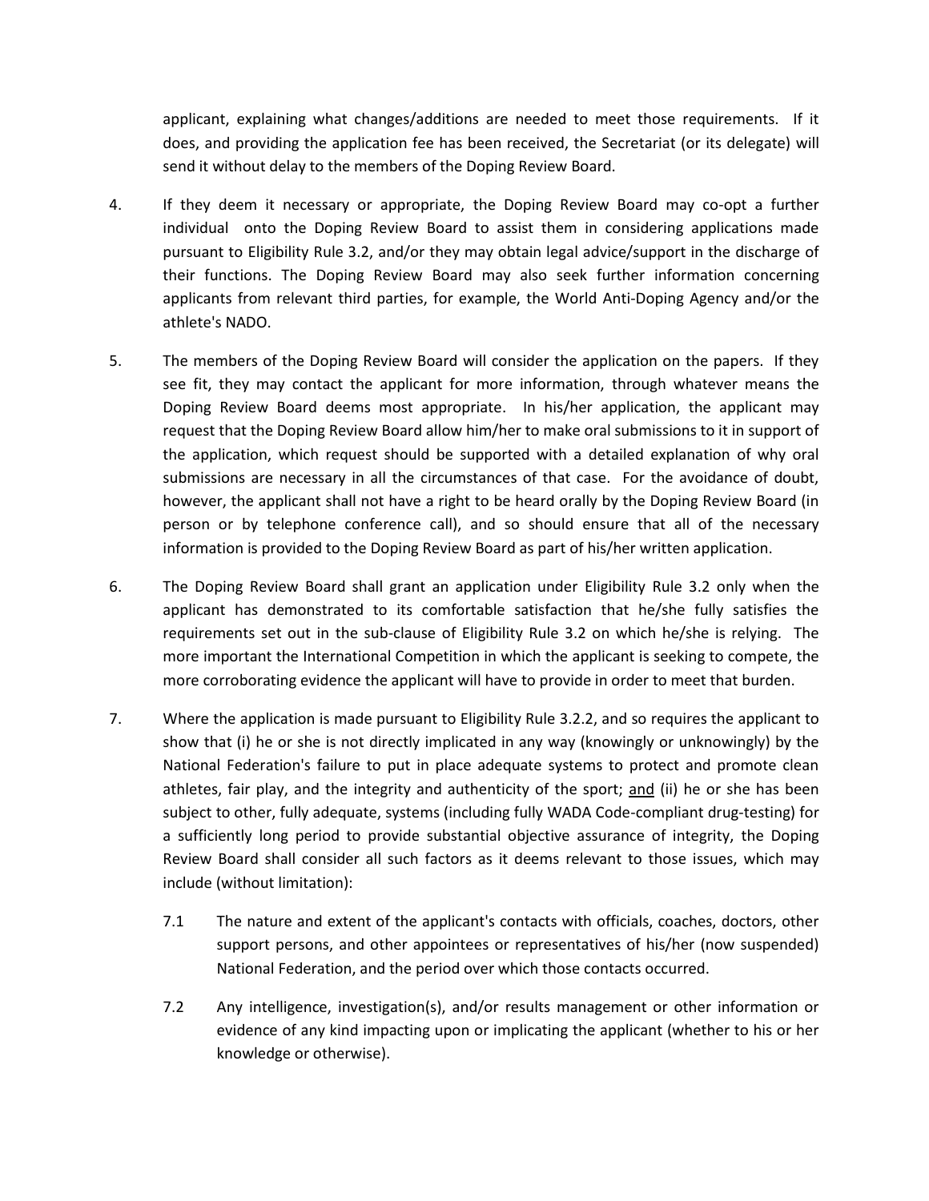applicant, explaining what changes/additions are needed to meet those requirements. If it does, and providing the application fee has been received, the Secretariat (or its delegate) will send it without delay to the members of the Doping Review Board.

4. If they deem it necessary or appropriate, the Doping Review Board may co-opt a further individual onto the Doping Review Board to assist them in considering applications made pursuant to Eligibility Rule 3.2, and/or they may obtain legal advice/support in the discharge of their functions. The Doping Review Board may also seek further information concerning applicants from relevant third parties, for example, the World Anti-Doping Agency and/or the athlete's NADO.

5. The members of the Doping Review Board will consider the application on the papers. If they see fit, they may contact the applicant for more information, through whatever means the Doping Review Board deems most appropriate. In his/her application, the applicant may request that the Doping Review Board allow him/her to make oral submissions to it in support of the application, which request should be supported with a detailed explanation of why oral submissions are necessary in all the circumstances of that case. For the avoidance of doubt, however, the applicant shall not have a right to be heard orally by the Doping Review Board (in person or by telephone conference call), and so should ensure that all of the necessary information is provided to the Doping Review Board as part of his/her written application.

6. The Doping Review Board shall grant an application under Eligibility Rule 3.2 only when the applicant has demonstrated to its comfortable satisfaction that he/she fully satisfies the requirements set out in the sub-clause of Eligibility Rule 3.2 on which he/she is relying. The more important the International Competition in which the applicant is seeking to compete, the more corroborating evidence the applicant will have to provide in order to meet that burden.

7. Where the application is made pursuant to Eligibility Rule 3.2.2, and so requires the applicant to show that (i) he or she is not directly implicated in any way (knowingly or unknowingly) by the National Federation's failure to put in place adequate systems to protect and promote clean athletes, fair play, and the integrity and authenticity of the sport; and (ii) he or she has been subject to other, fully adequate, systems (including fully WADA Code-compliant drug-testing) for a sufficiently long period to provide substantial objective assurance of integrity, the Doping Review Board shall consider all such factors as it deems relevant to those issues, which may include (without limitation):

   7.1 The nature and extent of the applicant's contacts with officials, coaches, doctors, other support persons, and other appointees or representatives of his/her (now suspended) National Federation, and the period over which those contacts occurred.

   7.2 Any intelligence, investigation(s), and/or results management or other information or evidence of any kind impacting upon or implicating the applicant (whether to his or her knowledge or otherwise).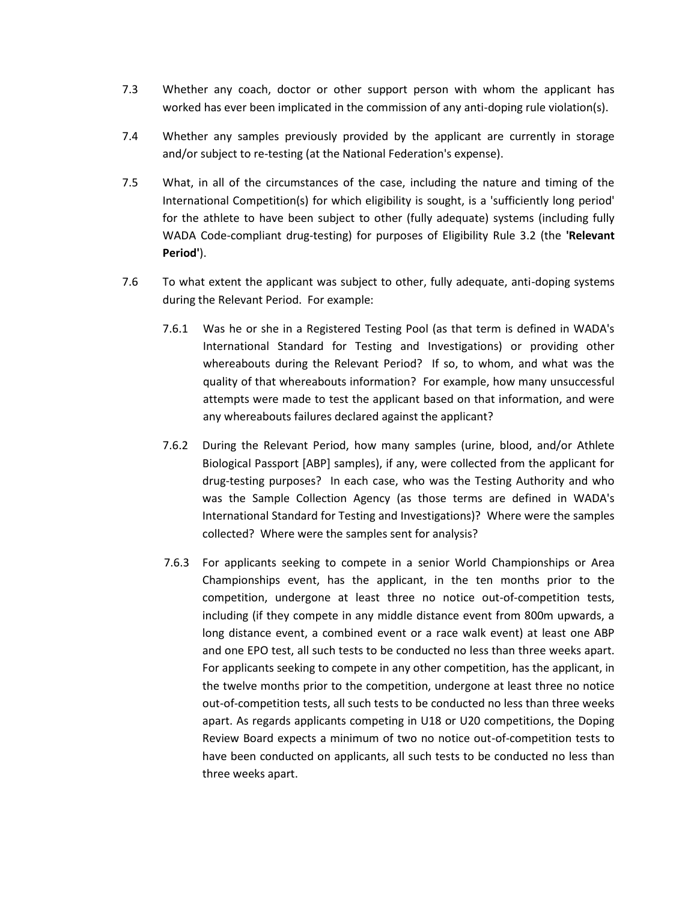7.3 Whether any coach, doctor or other support person with whom the applicant has worked has ever been implicated in the commission of any anti-doping rule violation(s).

7.4 Whether any samples previously provided by the applicant are currently in storage and/or subject to re-testing (at the National Federation's expense).

7.5 What, in all of the circumstances of the case, including the nature and timing of the International Competition(s) for which eligibility is sought, is a 'sufficiently long period' for the athlete to have been subject to other (fully adequate) systems (including fully WADA Code-compliant drug-testing) for purposes of Eligibility Rule 3.2 (the **'Relevant Period'**).

7.6 To what extent the applicant was subject to other, fully adequate, anti-doping systems during the Relevant Period. For example:

7.6.1 Was he or she in a Registered Testing Pool (as that term is defined in WADA's International Standard for Testing and Investigations) or providing other whereabouts during the Relevant Period? If so, to whom, and what was the quality of that whereabouts information? For example, how many unsuccessful attempts were made to test the applicant based on that information, and were any whereabouts failures declared against the applicant?

7.6.2 During the Relevant Period, how many samples (urine, blood, and/or Athlete Biological Passport [ABP] samples), if any, were collected from the applicant for drug-testing purposes? In each case, who was the Testing Authority and who was the Sample Collection Agency (as those terms are defined in WADA's International Standard for Testing and Investigations)? Where were the samples collected? Where were the samples sent for analysis?

7.6.3 For applicants seeking to compete in a senior World Championships or Area Championships event, has the applicant, in the ten months prior to the competition, undergone at least three no notice out-of-competition tests, including (if they compete in any middle distance event from 800m upwards, a long distance event, a combined event or a race walk event) at least one ABP and one EPO test, all such tests to be conducted no less than three weeks apart. For applicants seeking to compete in any other competition, has the applicant, in the twelve months prior to the competition, undergone at least three no notice out-of-competition tests, all such tests to be conducted no less than three weeks apart. As regards applicants competing in U18 or U20 competitions, the Doping Review Board expects a minimum of two no notice out-of-competition tests to have been conducted on applicants, all such tests to be conducted no less than three weeks apart.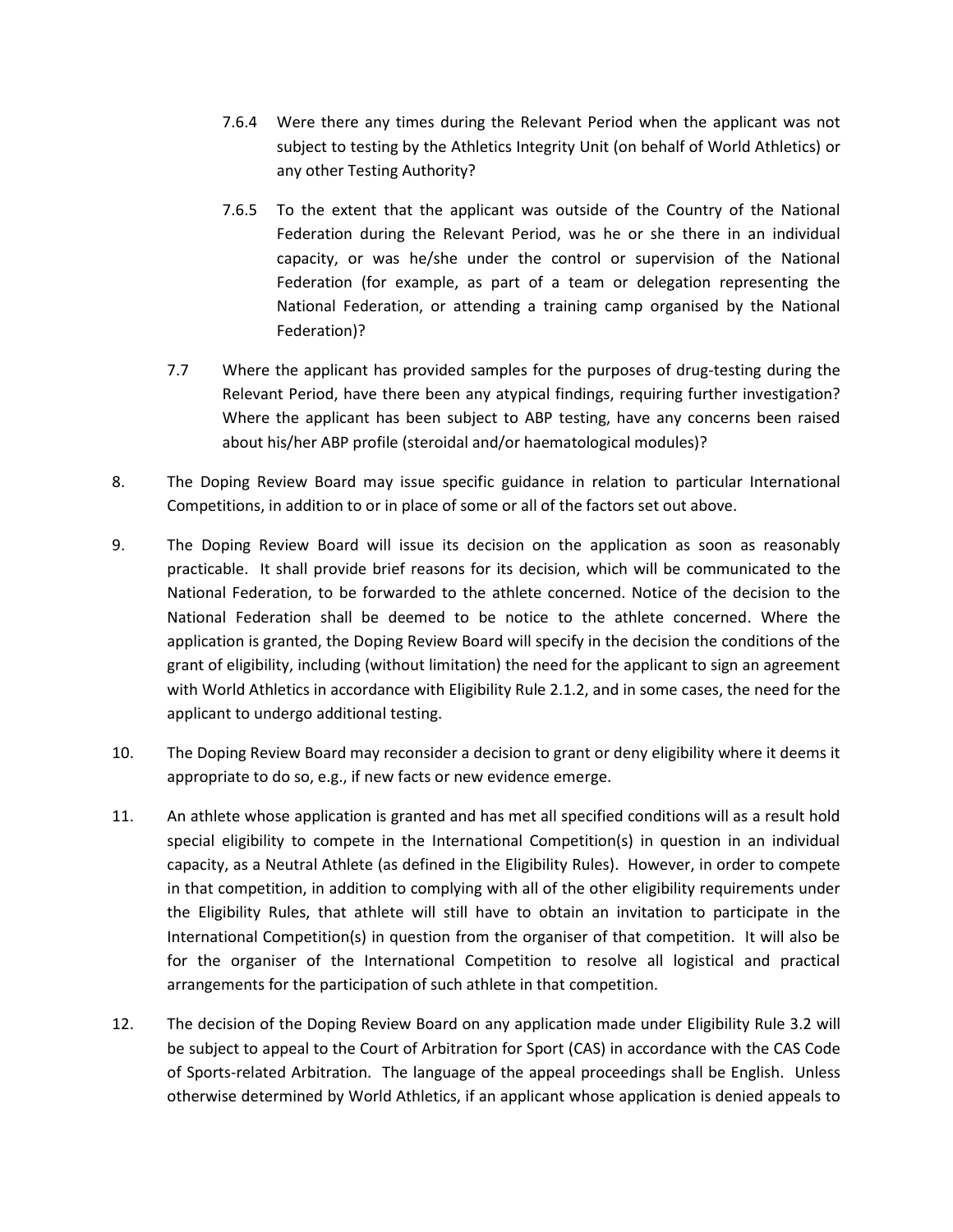7.6.4 Were there any times during the Relevant Period when the applicant was not subject to testing by the Athletics Integrity Unit (on behalf of World Athletics) or any other Testing Authority?

7.6.5 To the extent that the applicant was outside of the Country of the National Federation during the Relevant Period, was he or she there in an individual capacity, or was he/she under the control or supervision of the National Federation (for example, as part of a team or delegation representing the National Federation, or attending a training camp organised by the National Federation)?

7.7 Where the applicant has provided samples for the purposes of drug-testing during the Relevant Period, have there been any atypical findings, requiring further investigation? Where the applicant has been subject to ABP testing, have any concerns been raised about his/her ABP profile (steroidal and/or haematological modules)?

8. The Doping Review Board may issue specific guidance in relation to particular International Competitions, in addition to or in place of some or all of the factors set out above.

9. The Doping Review Board will issue its decision on the application as soon as reasonably practicable. It shall provide brief reasons for its decision, which will be communicated to the National Federation, to be forwarded to the athlete concerned. Notice of the decision to the National Federation shall be deemed to be notice to the athlete concerned. Where the application is granted, the Doping Review Board will specify in the decision the conditions of the grant of eligibility, including (without limitation) the need for the applicant to sign an agreement with World Athletics in accordance with Eligibility Rule 2.1.2, and in some cases, the need for the applicant to undergo additional testing.

10. The Doping Review Board may reconsider a decision to grant or deny eligibility where it deems it appropriate to do so, e.g., if new facts or new evidence emerge.

11. An athlete whose application is granted and has met all specified conditions will as a result hold special eligibility to compete in the International Competition(s) in question in an individual capacity, as a Neutral Athlete (as defined in the Eligibility Rules). However, in order to compete in that competition, in addition to complying with all of the other eligibility requirements under the Eligibility Rules, that athlete will still have to obtain an invitation to participate in the International Competition(s) in question from the organiser of that competition. It will also be for the organiser of the International Competition to resolve all logistical and practical arrangements for the participation of such athlete in that competition.

12. The decision of the Doping Review Board on any application made under Eligibility Rule 3.2 will be subject to appeal to the Court of Arbitration for Sport (CAS) in accordance with the CAS Code of Sports-related Arbitration. The language of the appeal proceedings shall be English. Unless otherwise determined by World Athletics, if an applicant whose application is denied appeals to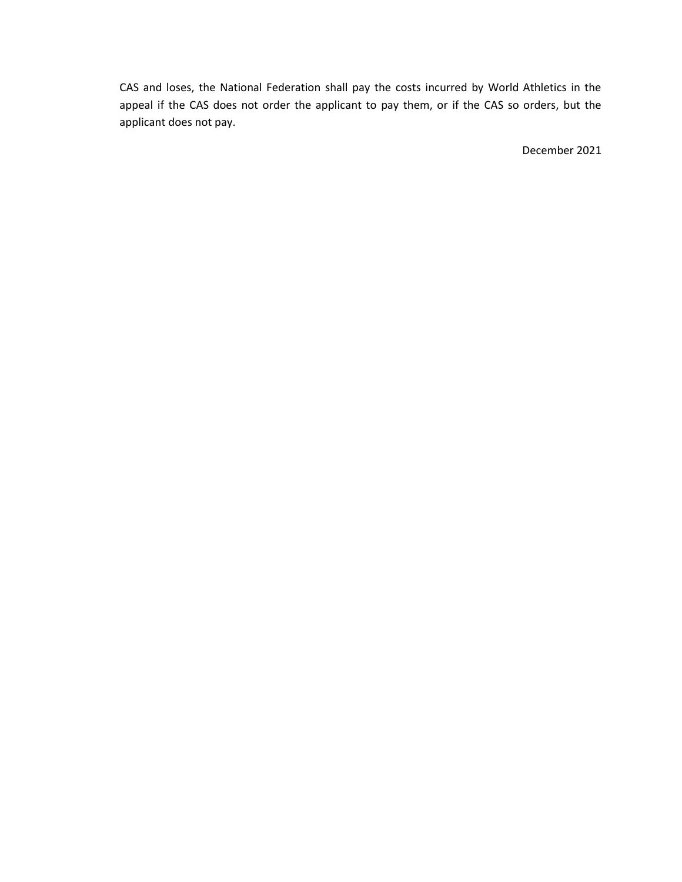CAS and loses, the National Federation shall pay the costs incurred by World Athletics in the appeal if the CAS does not order the applicant to pay them, or if the CAS so orders, but the applicant does not pay.

December 2021